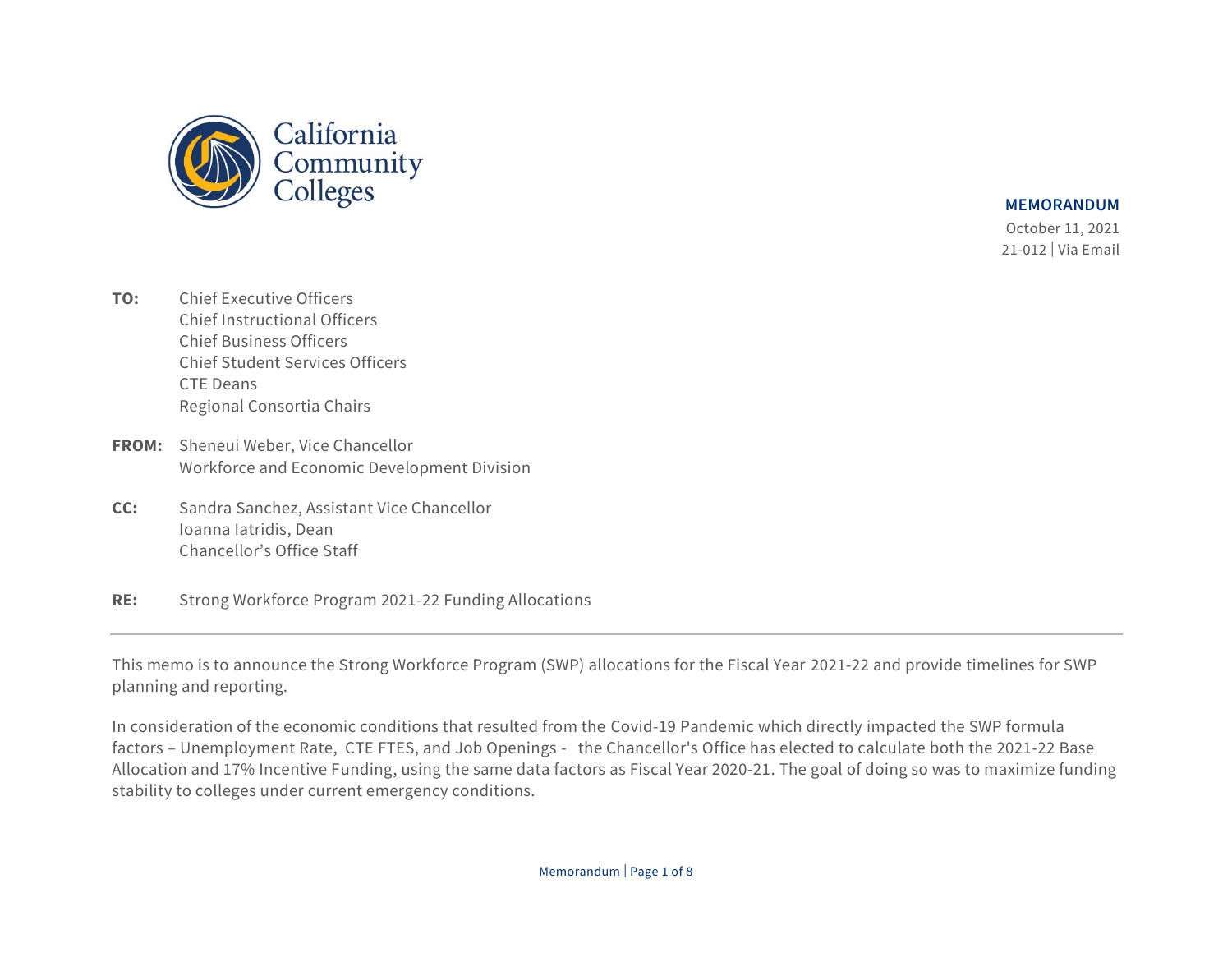California Community Colleges

**MEMORANDUM**

October 11, 2021

21-012 | Via Email

**TO:** Chief Executive Officers
Chief Instructional Officers
Chief Business Officers
Chief Student Services Officers
CTE Deans
Regional Consortia Chairs

**FROM:** Sheneui Weber, Vice Chancellor
Workforce and Economic Development Division

**CC:** Sandra Sanchez, Assistant Vice Chancellor
Ioanna Iatridis, Dean
Chancellor's Office Staff

**RE:** Strong Workforce Program 2021-22 Funding Allocations

---

This memo is to announce the Strong Workforce Program (SWP) allocations for the Fiscal Year 2021-22 and provide timelines for SWP planning and reporting.

In consideration of the economic conditions that resulted from the Covid-19 Pandemic which directly impacted the SWP formula factors – Unemployment Rate, CTE FTES, and Job Openings - the Chancellor's Office has elected to calculate both the 2021-22 Base Allocation and 17% Incentive Funding, using the same data factors as Fiscal Year 2020-21. The goal of doing so was to maximize funding stability to colleges under current emergency conditions.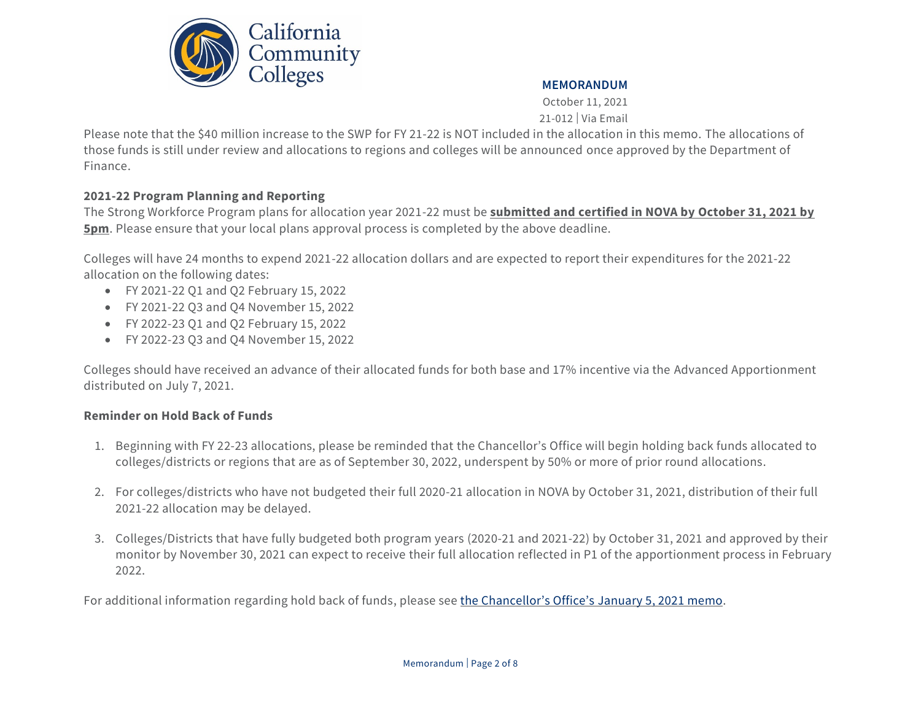Please note that the $40 million increase to the SWP for FY 21-22 is NOT included in the allocation in this memo. The allocations of those funds is still under review and allocations to regions and colleges will be announced once approved by the Department of Finance.

**2021-22 Program Planning and Reporting**

The Strong Workforce Program plans for allocation year 2021-22 must be **submitted and certified in NOVA by October 31, 2021 by 5pm**. Please ensure that your local plans approval process is completed by the above deadline.

Colleges will have 24 months to expend 2021-22 allocation dollars and are expected to report their expenditures for the 2021-22 allocation on the following dates:

- FY 2021-22 Q1 and Q2 February 15, 2022
- FY 2021-22 Q3 and Q4 November 15, 2022
- FY 2022-23 Q1 and Q2 February 15, 2022
- FY 2022-23 Q3 and Q4 November 15, 2022

Colleges should have received an advance of their allocated funds for both base and 17% incentive via the Advanced Apportionment distributed on July 7, 2021.

**Reminder on Hold Back of Funds**

1. Beginning with FY 22-23 allocations, please be reminded that the Chancellor's Office will begin holding back funds allocated to colleges/districts or regions that are as of September 30, 2022, underspent by 50% or more of prior round allocations.

2. For colleges/districts who have not budgeted their full 2020-21 allocation in NOVA by October 31, 2021, distribution of their full 2021-22 allocation may be delayed.

3. Colleges/Districts that have fully budgeted both program years (2020-21 and 2021-22) by October 31, 2021 and approved by their monitor by November 30, 2021 can expect to receive their full allocation reflected in P1 of the apportionment process in February 2022.

For additional information regarding hold back of funds, please see the Chancellor's Office's January 5, 2021 memo.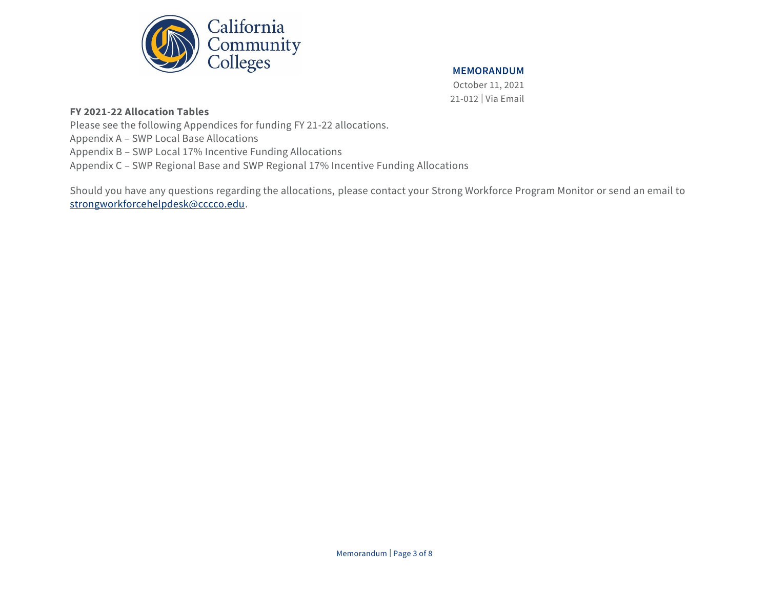**MEMORANDUM**

October 11, 2021

21-012 | Via Email

**FY 2021-22 Allocation Tables**

Please see the following Appendices for funding FY 21-22 allocations.

Appendix A – SWP Local Base Allocations

Appendix B – SWP Local 17% Incentive Funding Allocations

Appendix C – SWP Regional Base and SWP Regional 17% Incentive Funding Allocations

Should you have any questions regarding the allocations, please contact your Strong Workforce Program Monitor or send an email to strongworkforcehelpdesk@cccco.edu.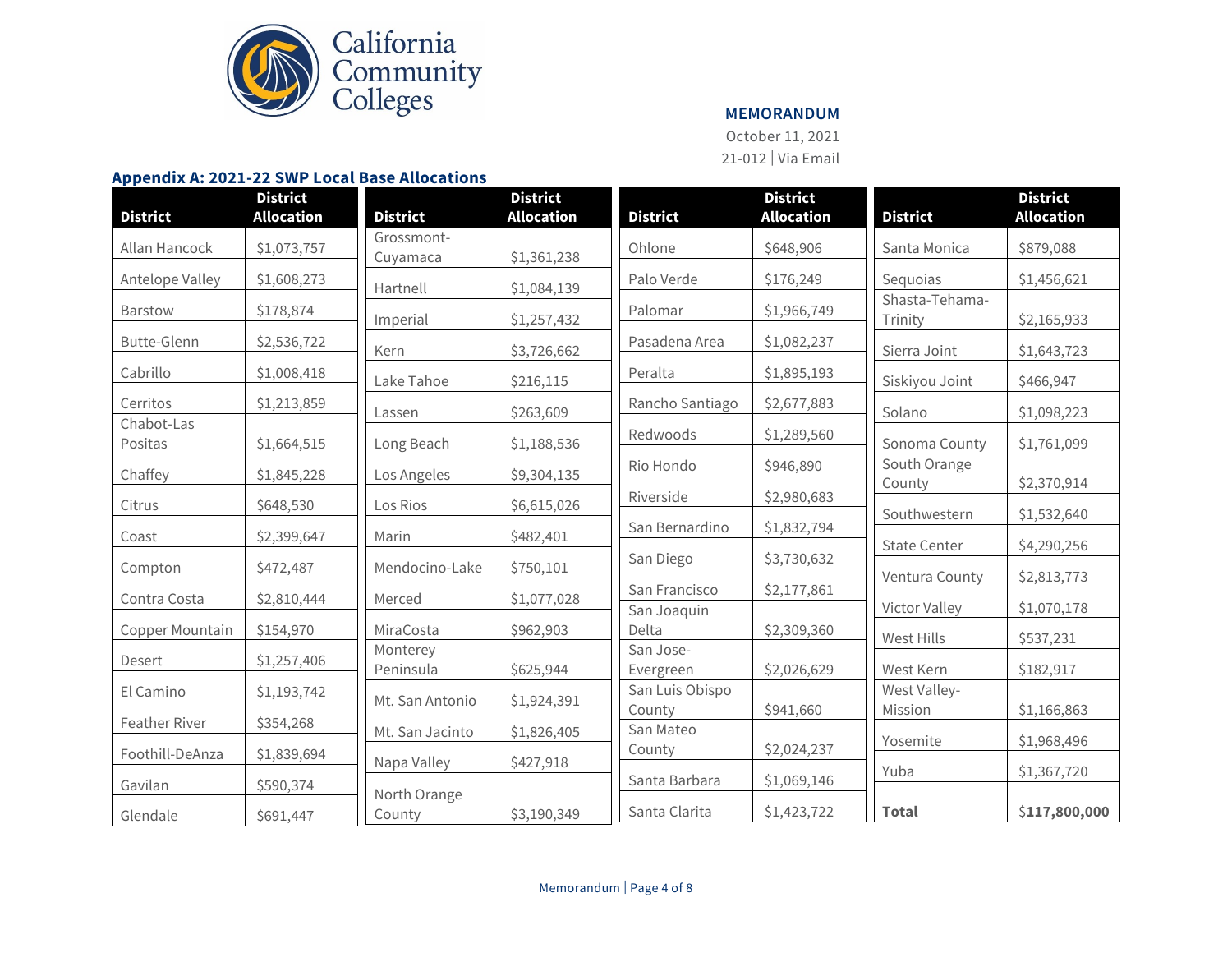**MEMORANDUM**

October 11, 2021

21-012 | Via Email

## Appendix A: 2021-22 SWP Local Base Allocations

| District | District Allocation |
|---|---|
| Allan Hancock | $1,073,757 |
| Antelope Valley | $1,608,273 |
| Barstow | $178,874 |
| Butte-Glenn | $2,536,722 |
| Cabrillo | $1,008,418 |
| Cerritos | $1,213,859 |
| Chabot-Las Positas | $1,664,515 |
| Chaffey | $1,845,228 |
| Citrus | $648,530 |
| Coast | $2,399,647 |
| Compton | $472,487 |
| Contra Costa | $2,810,444 |
| Copper Mountain | $154,970 |
| Desert | $1,257,406 |
| El Camino | $1,193,742 |
| Feather River | $354,268 |
| Foothill-DeAnza | $1,839,694 |
| Gavilan | $590,374 |
| Glendale | $691,447 |
| Grossmont-Cuyamaca | $1,361,238 |
| Hartnell | $1,084,139 |
| Imperial | $1,257,432 |
| Kern | $3,726,662 |
| Lake Tahoe | $216,115 |
| Lassen | $263,609 |
| Long Beach | $1,188,536 |
| Los Angeles | $9,304,135 |
| Los Rios | $6,615,026 |
| Marin | $482,401 |
| Mendocino-Lake | $750,101 |
| Merced | $1,077,028 |
| MiraCosta | $962,903 |
| Monterey Peninsula | $625,944 |
| Mt. San Antonio | $1,924,391 |
| Mt. San Jacinto | $1,826,405 |
| Napa Valley | $427,918 |
| North Orange County | $3,190,349 |
| Ohlone | $648,906 |
| Palo Verde | $176,249 |
| Palomar | $1,966,749 |
| Pasadena Area | $1,082,237 |
| Peralta | $1,895,193 |
| Rancho Santiago | $2,677,883 |
| Redwoods | $1,289,560 |
| Rio Hondo | $946,890 |
| Riverside | $2,980,683 |
| San Bernardino | $1,832,794 |
| San Diego | $3,730,632 |
| San Francisco | $2,177,861 |
| San Joaquin Delta | $2,309,360 |
| San Jose-Evergreen | $2,026,629 |
| San Luis Obispo County | $941,660 |
| San Mateo County | $2,024,237 |
| Santa Barbara | $1,069,146 |
| Santa Clarita | $1,423,722 |
| Santa Monica | $879,088 |
| Sequoias | $1,456,621 |
| Shasta-Tehama-Trinity | $2,165,933 |
| Sierra Joint | $1,643,723 |
| Siskiyou Joint | $466,947 |
| Solano | $1,098,223 |
| Sonoma County | $1,761,099 |
| South Orange County | $2,370,914 |
| Southwestern | $1,532,640 |
| State Center | $4,290,256 |
| Ventura County | $2,813,773 |
| Victor Valley | $1,070,178 |
| West Hills | $537,231 |
| West Kern | $182,917 |
| West Valley-Mission | $1,166,863 |
| Yosemite | $1,968,496 |
| Yuba | $1,367,720 |
| **Total** | $**117,800,000** |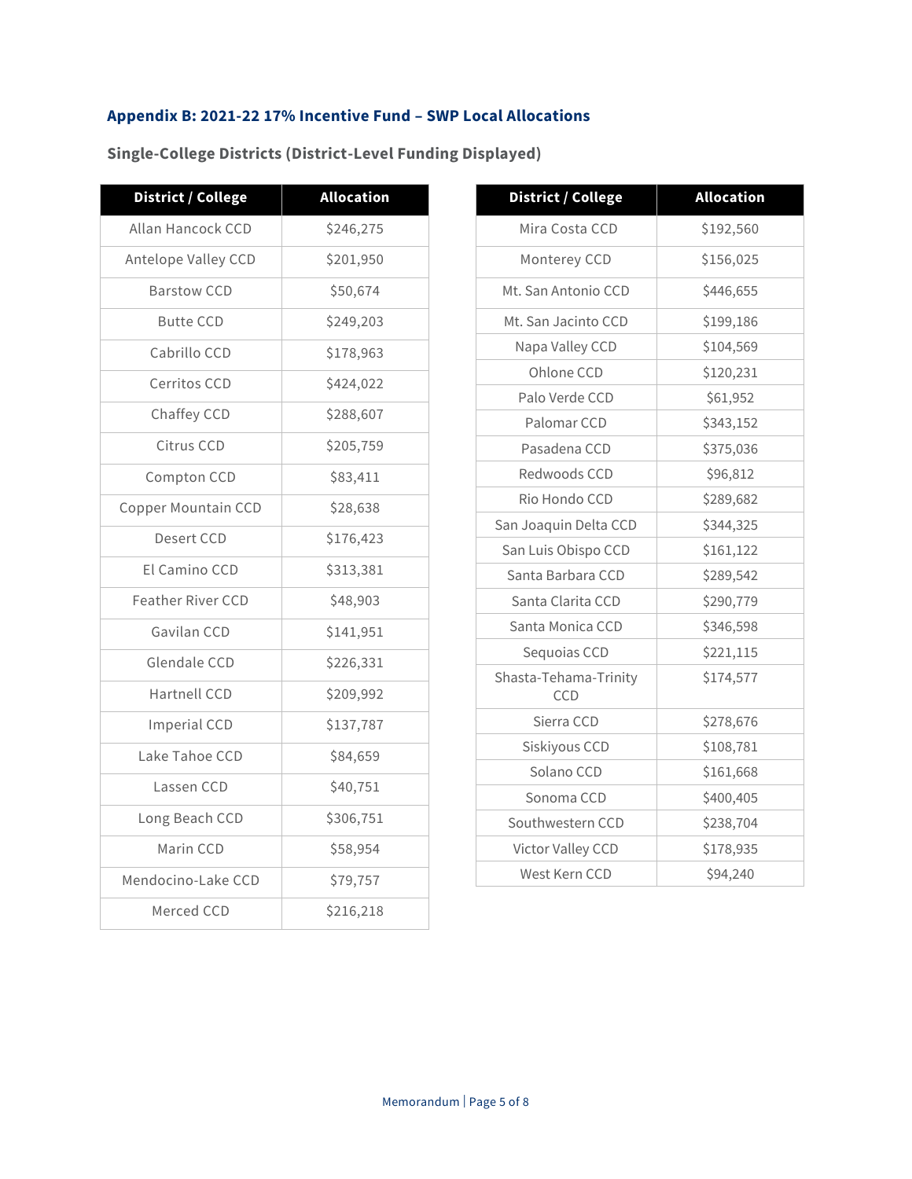### Appendix B: 2021-22 17% Incentive Fund – SWP Local Allocations

#### Single-College Districts (District-Level Funding Displayed)

| District / College | Allocation |
|---|---|
| Allan Hancock CCD | $246,275 |
| Antelope Valley CCD | $201,950 |
| Barstow CCD | $50,674 |
| Butte CCD | $249,203 |
| Cabrillo CCD | $178,963 |
| Cerritos CCD | $424,022 |
| Chaffey CCD | $288,607 |
| Citrus CCD | $205,759 |
| Compton CCD | $83,411 |
| Copper Mountain CCD | $28,638 |
| Desert CCD | $176,423 |
| El Camino CCD | $313,381 |
| Feather River CCD | $48,903 |
| Gavilan CCD | $141,951 |
| Glendale CCD | $226,331 |
| Hartnell CCD | $209,992 |
| Imperial CCD | $137,787 |
| Lake Tahoe CCD | $84,659 |
| Lassen CCD | $40,751 |
| Long Beach CCD | $306,751 |
| Marin CCD | $58,954 |
| Mendocino-Lake CCD | $79,757 |
| Merced CCD | $216,218 |
| Mira Costa CCD | $192,560 |
| Monterey CCD | $156,025 |
| Mt. San Antonio CCD | $446,655 |
| Mt. San Jacinto CCD | $199,186 |
| Napa Valley CCD | $104,569 |
| Ohlone CCD | $120,231 |
| Palo Verde CCD | $61,952 |
| Palomar CCD | $343,152 |
| Pasadena CCD | $375,036 |
| Redwoods CCD | $96,812 |
| Rio Hondo CCD | $289,682 |
| San Joaquin Delta CCD | $344,325 |
| San Luis Obispo CCD | $161,122 |
| Santa Barbara CCD | $289,542 |
| Santa Clarita CCD | $290,779 |
| Santa Monica CCD | $346,598 |
| Sequoias CCD | $221,115 |
| Shasta-Tehama-Trinity CCD | $174,577 |
| Sierra CCD | $278,676 |
| Siskiyous CCD | $108,781 |
| Solano CCD | $161,668 |
| Sonoma CCD | $400,405 |
| Southwestern CCD | $238,704 |
| Victor Valley CCD | $178,935 |
| West Kern CCD | $94,240 |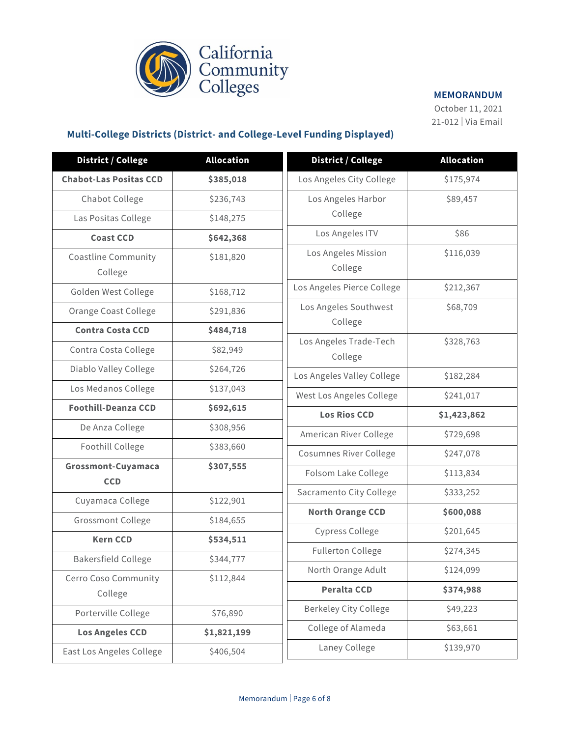MEMORANDUM
October 11, 2021
21-012 | Via Email

### Multi-College Districts (District- and College-Level Funding Displayed)

| District / College | Allocation |
|---|---|
| **Chabot-Las Positas CCD** | **$385,018** |
| Chabot College | $236,743 |
| Las Positas College | $148,275 |
| **Coast CCD** | **$642,368** |
| Coastline Community College | $181,820 |
| Golden West College | $168,712 |
| Orange Coast College | $291,836 |
| **Contra Costa CCD** | **$484,718** |
| Contra Costa College | $82,949 |
| Diablo Valley College | $264,726 |
| Los Medanos College | $137,043 |
| **Foothill-Deanza CCD** | **$692,615** |
| De Anza College | $308,956 |
| Foothill College | $383,660 |
| **Grossmont-Cuyamaca CCD** | **$307,555** |
| Cuyamaca College | $122,901 |
| Grossmont College | $184,655 |
| **Kern CCD** | **$534,511** |
| Bakersfield College | $344,777 |
| Cerro Coso Community College | $112,844 |
| Porterville College | $76,890 |
| **Los Angeles CCD** | **$1,821,199** |
| East Los Angeles College | $406,504 |
| Los Angeles City College | $175,974 |
| Los Angeles Harbor College | $89,457 |
| Los Angeles ITV | $86 |
| Los Angeles Mission College | $116,039 |
| Los Angeles Pierce College | $212,367 |
| Los Angeles Southwest College | $68,709 |
| Los Angeles Trade-Tech College | $328,763 |
| Los Angeles Valley College | $182,284 |
| West Los Angeles College | $241,017 |
| **Los Rios CCD** | **$1,423,862** |
| American River College | $729,698 |
| Cosumnes River College | $247,078 |
| Folsom Lake College | $113,834 |
| Sacramento City College | $333,252 |
| **North Orange CCD** | **$600,088** |
| Cypress College | $201,645 |
| Fullerton College | $274,345 |
| North Orange Adult | $124,099 |
| **Peralta CCD** | **$374,988** |
| Berkeley City College | $49,223 |
| College of Alameda | $63,661 |
| Laney College | $139,970 |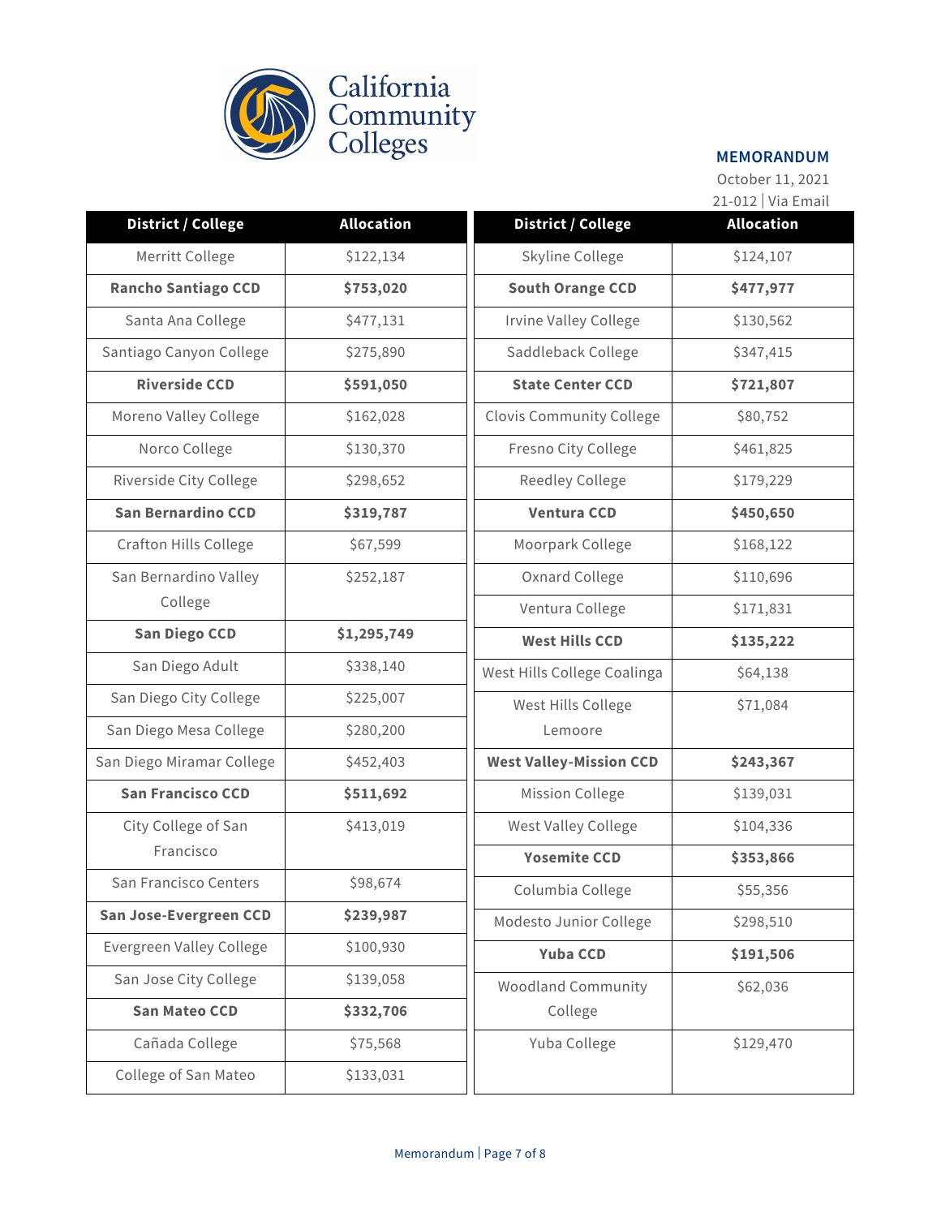**MEMORANDUM**

October 11, 2021

21-012 | Via Email

| District / College | Allocation |
|---|---|
| Merritt College | $122,134 |
| **Rancho Santiago CCD** | **$753,020** |
| Santa Ana College | $477,131 |
| Santiago Canyon College | $275,890 |
| **Riverside CCD** | **$591,050** |
| Moreno Valley College | $162,028 |
| Norco College | $130,370 |
| Riverside City College | $298,652 |
| **San Bernardino CCD** | **$319,787** |
| Crafton Hills College | $67,599 |
| San Bernardino Valley College | $252,187 |
| **San Diego CCD** | **$1,295,749** |
| San Diego Adult | $338,140 |
| San Diego City College | $225,007 |
| San Diego Mesa College | $280,200 |
| San Diego Miramar College | $452,403 |
| **San Francisco CCD** | **$511,692** |
| City College of San Francisco | $413,019 |
| San Francisco Centers | $98,674 |
| **San Jose-Evergreen CCD** | **$239,987** |
| Evergreen Valley College | $100,930 |
| San Jose City College | $139,058 |
| **San Mateo CCD** | **$332,706** |
| Cañada College | $75,568 |
| College of San Mateo | $133,031 |
| Skyline College | $124,107 |
| **South Orange CCD** | **$477,977** |
| Irvine Valley College | $130,562 |
| Saddleback College | $347,415 |
| **State Center CCD** | **$721,807** |
| Clovis Community College | $80,752 |
| Fresno City College | $461,825 |
| Reedley College | $179,229 |
| **Ventura CCD** | **$450,650** |
| Moorpark College | $168,122 |
| Oxnard College | $110,696 |
| Ventura College | $171,831 |
| **West Hills CCD** | **$135,222** |
| West Hills College Coalinga | $64,138 |
| West Hills College Lemoore | $71,084 |
| **West Valley-Mission CCD** | **$243,367** |
| Mission College | $139,031 |
| West Valley College | $104,336 |
| **Yosemite CCD** | **$353,866** |
| Columbia College | $55,356 |
| Modesto Junior College | $298,510 |
| **Yuba CCD** | **$191,506** |
| Woodland Community College | $62,036 |
| Yuba College | $129,470 |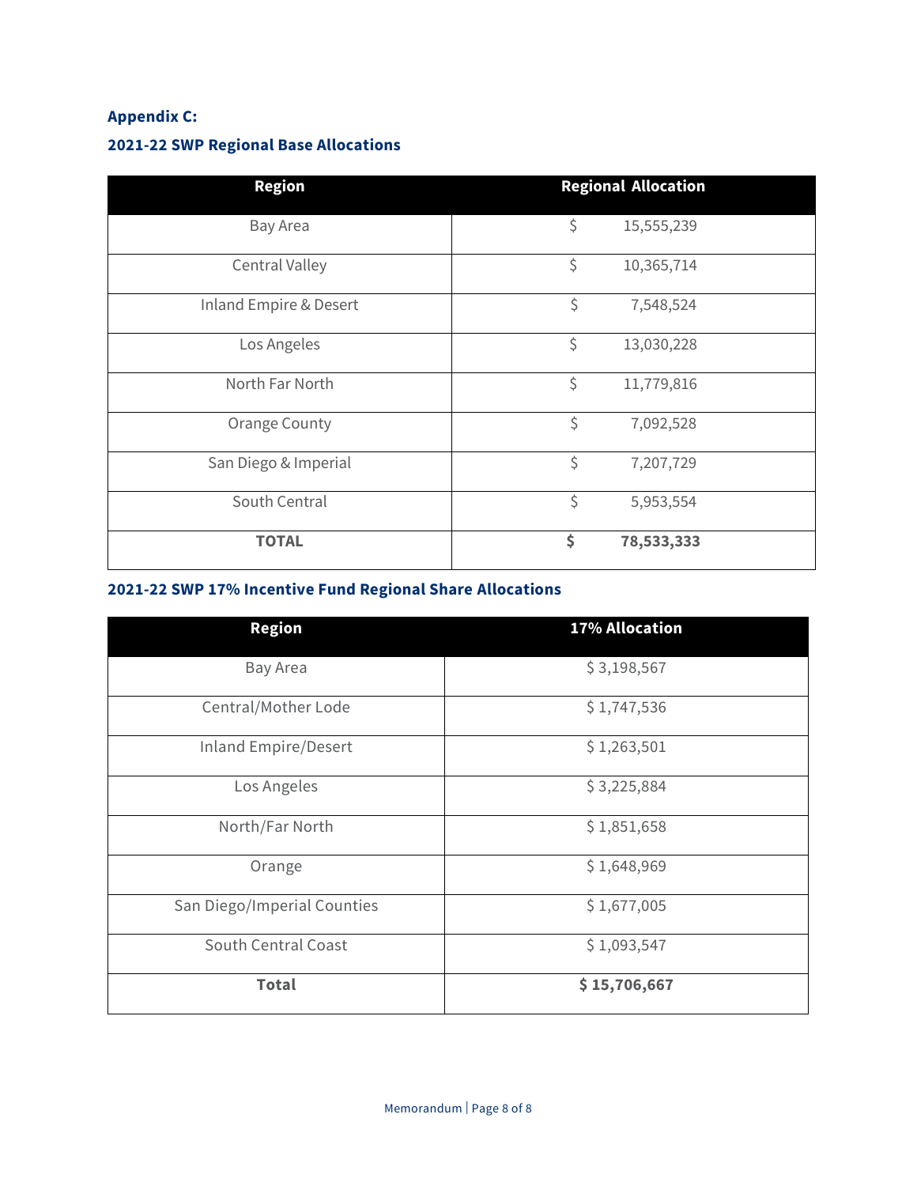**Appendix C:**

**2021-22 SWP Regional Base Allocations**

| Region | Regional Allocation |
|---|---|
| Bay Area | $ 15,555,239 |
| Central Valley | $ 10,365,714 |
| Inland Empire & Desert | $ 7,548,524 |
| Los Angeles | $ 13,030,228 |
| North Far North | $ 11,779,816 |
| Orange County | $ 7,092,528 |
| San Diego & Imperial | $ 7,207,729 |
| South Central | $ 5,953,554 |
| **TOTAL** | **$ 78,533,333** |

**2021-22 SWP 17% Incentive Fund Regional Share Allocations**

| Region | 17% Allocation |
|---|---|
| Bay Area | $ 3,198,567 |
| Central/Mother Lode | $ 1,747,536 |
| Inland Empire/Desert | $ 1,263,501 |
| Los Angeles | $ 3,225,884 |
| North/Far North | $ 1,851,658 |
| Orange | $ 1,648,969 |
| San Diego/Imperial Counties | $ 1,677,005 |
| South Central Coast | $ 1,093,547 |
| **Total** | **$ 15,706,667** |